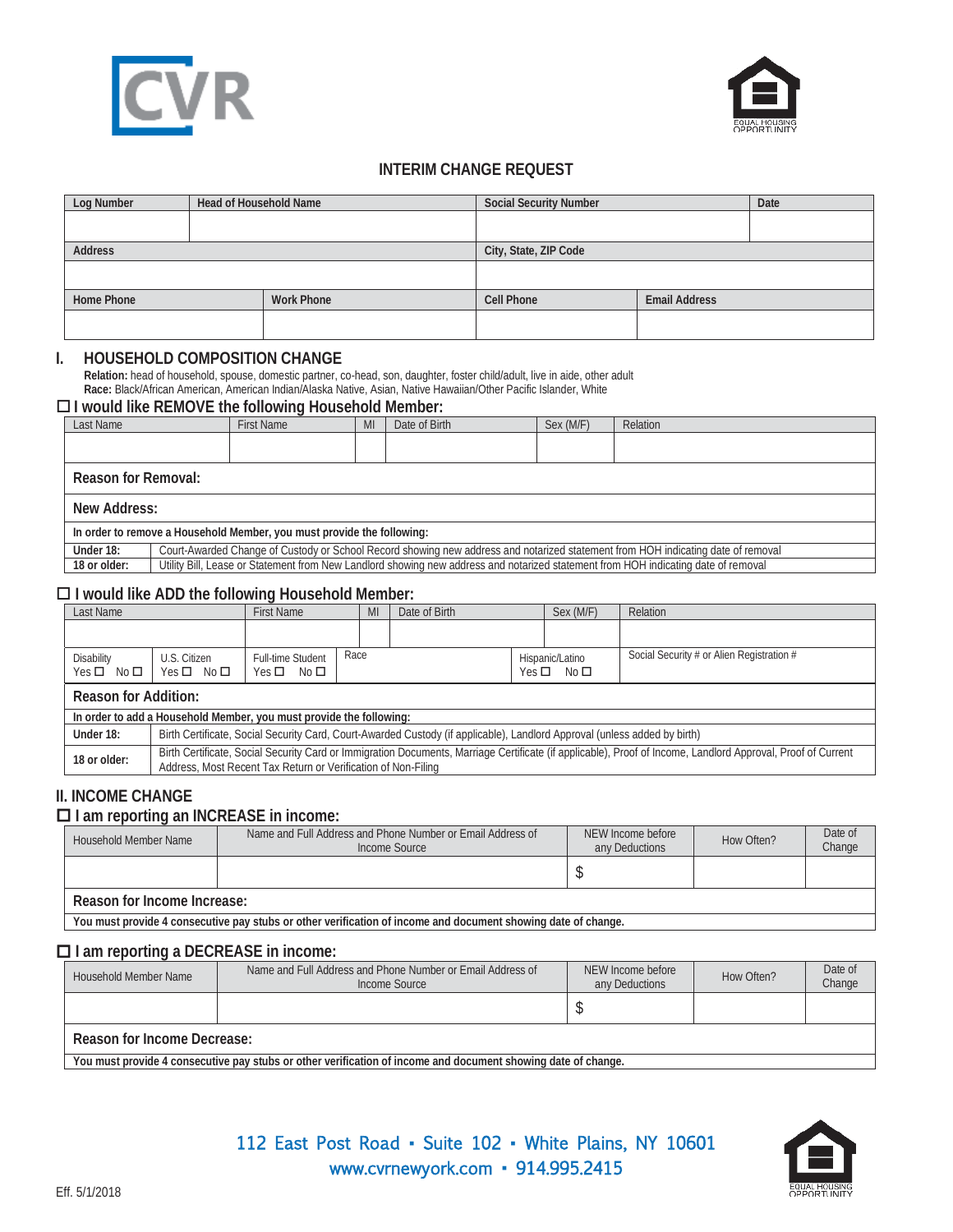CVR

EQUAL HOUSING OPPORTUNITY

## INTERIM CHANGE REQUEST

| Log Number | Head of Household Name | Social Security Number | Date |
|---|---|---|---|
| | | | |

| Address | City, State, ZIP Code |
|---|---|
| | |

| Home Phone | Work Phone | Cell Phone | Email Address |
|---|---|---|---|
| | | | |

## I. HOUSEHOLD COMPOSITION CHANGE

**Relation:** head of household, spouse, domestic partner, co-head, son, daughter, foster child/adult, live in aide, other adult
**Race:** Black/African American, American Indian/Alaska Native, Asian, Native Hawaiian/Other Pacific Islander, White

### ☐ I would like REMOVE the following Household Member:

| Last Name | First Name | MI | Date of Birth | Sex (M/F) | Relation |
|---|---|---|---|---|---|
| | | | | | |

**Reason for Removal:**

**New Address:**

| In order to remove a Household Member, you must provide the following: | |
|---|---|
| **Under 18:** | Court-Awarded Change of Custody or School Record showing new address and notarized statement from HOH indicating date of removal |
| **18 or older:** | Utility Bill, Lease or Statement from New Landlord showing new address and notarized statement from HOH indicating date of removal |

### ☐ I would like ADD the following Household Member:

| Last Name | | First Name | MI | Date of Birth | Sex (M/F) | Relation |
|---|---|---|---|---|---|---|
| | | | | | | |
| Disability Yes ☐ No ☐ | U.S. Citizen Yes ☐ No ☐ | Full-time Student Yes ☐ No ☐ | Race | | Hispanic/Latino Yes ☐ No ☐ | Social Security # or Alien Registration # |

**Reason for Addition:**

| In order to add a Household Member, you must provide the following: | |
|---|---|
| **Under 18:** | Birth Certificate, Social Security Card, Court-Awarded Custody (if applicable), Landlord Approval (unless added by birth) |
| **18 or older:** | Birth Certificate, Social Security Card or Immigration Documents, Marriage Certificate (if applicable), Proof of Income, Landlord Approval, Proof of Current Address, Most Recent Tax Return or Verification of Non-Filing |

## II. INCOME CHANGE

### ☐ I am reporting an INCREASE in income:

| Household Member Name | Name and Full Address and Phone Number or Email Address of Income Source | NEW Income before any Deductions | How Often? | Date of Change |
|---|---|---|---|---|
| | | $ | | |

**Reason for Income Increase:**

**You must provide 4 consecutive pay stubs or other verification of income and document showing date of change.**

### ☐ I am reporting a DECREASE in income:

| Household Member Name | Name and Full Address and Phone Number or Email Address of Income Source | NEW Income before any Deductions | How Often? | Date of Change |
|---|---|---|---|---|
| | | $ | | |

**Reason for Income Decrease:**

**You must provide 4 consecutive pay stubs or other verification of income and document showing date of change.**

112 East Post Road • Suite 102 • White Plains, NY 10601
www.cvrnewyork.com • 914.995.2415

Eff. 5/1/2018

EQUAL HOUSING OPPORTUNITY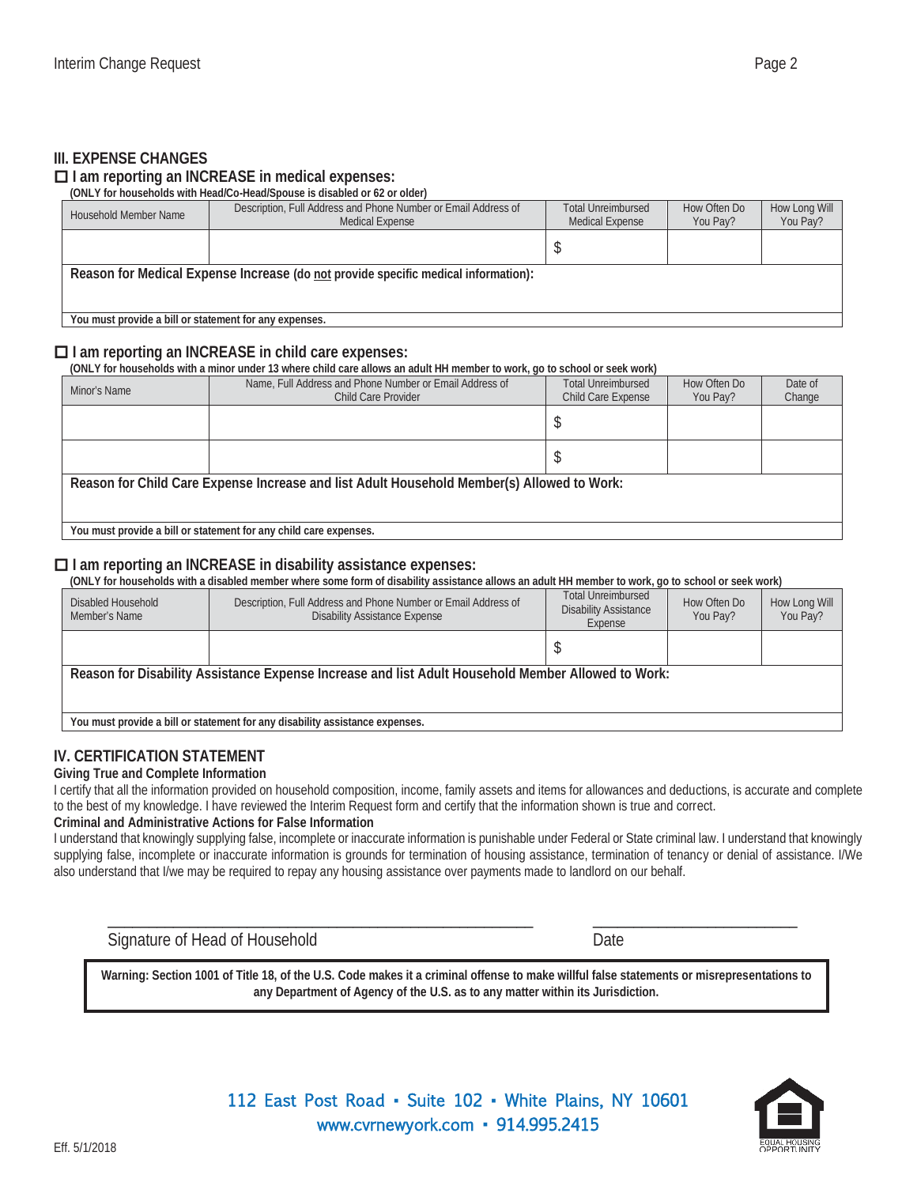## III. EXPENSE CHANGES

### ☐ I am reporting an INCREASE in medical expenses:

**(ONLY for households with Head/Co-Head/Spouse is disabled or 62 or older)**

| Household Member Name | Description, Full Address and Phone Number or Email Address of Medical Expense | Total Unreimbursed Medical Expense | How Often Do You Pay? | How Long Will You Pay? |
|---|---|---|---|---|
| | | $ | | |
| **Reason for Medical Expense Increase (do not provide specific medical information):** | | | | |
| **You must provide a bill or statement for any expenses.** | | | | |

### ☐ I am reporting an INCREASE in child care expenses:

**(ONLY for households with a minor under 13 where child care allows an adult HH member to work, go to school or seek work)**

| Minor's Name | Name, Full Address and Phone Number or Email Address of Child Care Provider | Total Unreimbursed Child Care Expense | How Often Do You Pay? | Date of Change |
|---|---|---|---|---|
| | | $ | | |
| | | $ | | |
| **Reason for Child Care Expense Increase and list Adult Household Member(s) Allowed to Work:** | | | | |
| **You must provide a bill or statement for any child care expenses.** | | | | |

### ☐ I am reporting an INCREASE in disability assistance expenses:

**(ONLY for households with a disabled member where some form of disability assistance allows an adult HH member to work, go to school or seek work)**

| Disabled Household Member's Name | Description, Full Address and Phone Number or Email Address of Disability Assistance Expense | Total Unreimbursed Disability Assistance Expense | How Often Do You Pay? | How Long Will You Pay? |
|---|---|---|---|---|
| | | $ | | |
| **Reason for Disability Assistance Expense Increase and list Adult Household Member Allowed to Work:** | | | | |
| **You must provide a bill or statement for any disability assistance expenses.** | | | | |

## IV. CERTIFICATION STATEMENT

**Giving True and Complete Information**

I certify that all the information provided on household composition, income, family assets and items for allowances and deductions, is accurate and complete to the best of my knowledge. I have reviewed the Interim Request form and certify that the information shown is true and correct.

**Criminal and Administrative Actions for False Information**

I understand that knowingly supplying false, incomplete or inaccurate information is punishable under Federal or State criminal law. I understand that knowingly supplying false, incomplete or inaccurate information is grounds for termination of housing assistance, termination of tenancy or denial of assistance. I/We also understand that I/we may be required to repay any housing assistance over payments made to landlord on our behalf.

\_\_\_\_\_\_\_\_\_\_\_\_\_\_\_\_\_\_\_\_\_\_\_\_\_\_\_\_\_\_\_\_\_\_\_\_\_\_\_\_\_\_ \_\_\_\_\_\_\_\_\_\_\_\_\_\_\_\_\_\_\_\_\_\_\_\_

Signature of Head of Household  Date

**Warning: Section 1001 of Title 18, of the U.S. Code makes it a criminal offense to make willful false statements or misrepresentations to any Department of Agency of the U.S. as to any matter within its Jurisdiction.**

112 East Post Road • Suite 102 • White Plains, NY 10601
www.cvrnewyork.com • 914.995.2415

Eff. 5/1/2018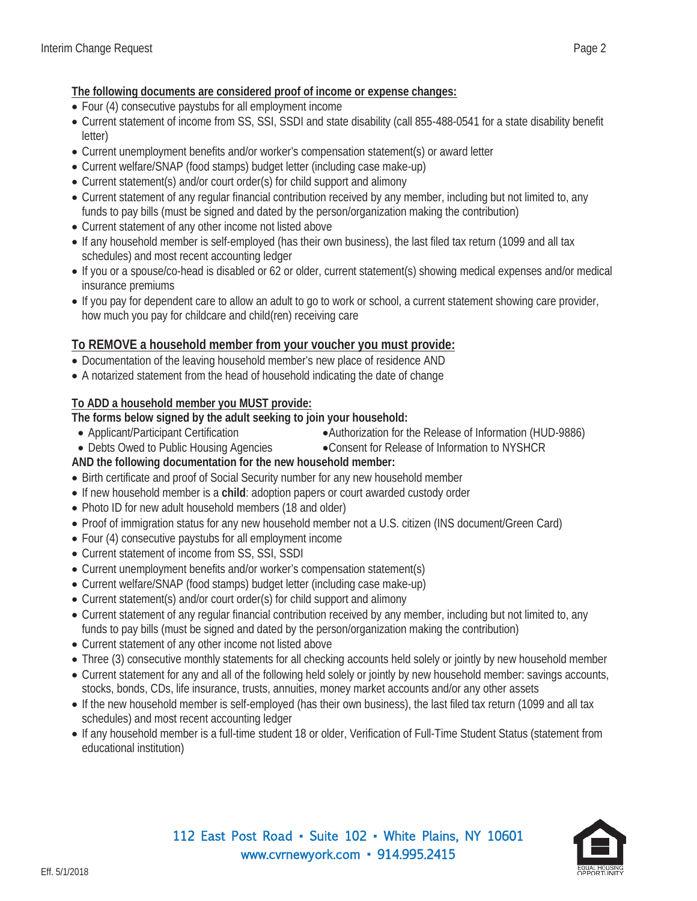**The following documents are considered proof of income or expense changes:**

- Four (4) consecutive paystubs for all employment income
- Current statement of income from SS, SSI, SSDI and state disability (call 855-488-0541 for a state disability benefit letter)
- Current unemployment benefits and/or worker's compensation statement(s) or award letter
- Current welfare/SNAP (food stamps) budget letter (including case make-up)
- Current statement(s) and/or court order(s) for child support and alimony
- Current statement of any regular financial contribution received by any member, including but not limited to, any funds to pay bills (must be signed and dated by the person/organization making the contribution)
- Current statement of any other income not listed above
- If any household member is self-employed (has their own business), the last filed tax return (1099 and all tax schedules) and most recent accounting ledger
- If you or a spouse/co-head is disabled or 62 or older, current statement(s) showing medical expenses and/or medical insurance premiums
- If you pay for dependent care to allow an adult to go to work or school, a current statement showing care provider, how much you pay for childcare and child(ren) receiving care

## To REMOVE a household member from your voucher you must provide:

- Documentation of the leaving household member's new place of residence AND
- A notarized statement from the head of household indicating the date of change

### To ADD a household member you MUST provide:

**The forms below signed by the adult seeking to join your household:**

- Applicant/Participant Certification
- Authorization for the Release of Information (HUD-9886)
- Debts Owed to Public Housing Agencies
- Consent for Release of Information to NYSHCR

**AND the following documentation for the new household member:**

- Birth certificate and proof of Social Security number for any new household member
- If new household member is a **child**: adoption papers or court awarded custody order
- Photo ID for new adult household members (18 and older)
- Proof of immigration status for any new household member not a U.S. citizen (INS document/Green Card)
- Four (4) consecutive paystubs for all employment income
- Current statement of income from SS, SSI, SSDI
- Current unemployment benefits and/or worker's compensation statement(s)
- Current welfare/SNAP (food stamps) budget letter (including case make-up)
- Current statement(s) and/or court order(s) for child support and alimony
- Current statement of any regular financial contribution received by any member, including but not limited to, any funds to pay bills (must be signed and dated by the person/organization making the contribution)
- Current statement of any other income not listed above
- Three (3) consecutive monthly statements for all checking accounts held solely or jointly by new household member
- Current statement for any and all of the following held solely or jointly by new household member: savings accounts, stocks, bonds, CDs, life insurance, trusts, annuities, money market accounts and/or any other assets
- If the new household member is self-employed (has their own business), the last filed tax return (1099 and all tax schedules) and most recent accounting ledger
- If any household member is a full-time student 18 or older, Verification of Full-Time Student Status (statement from educational institution)

112 East Post Road ▪ Suite 102 ▪ White Plains, NY 10601
www.cvrnewyork.com ▪ 914.995.2415

Eff. 5/1/2018

EQUAL HOUSING OPPORTUNITY